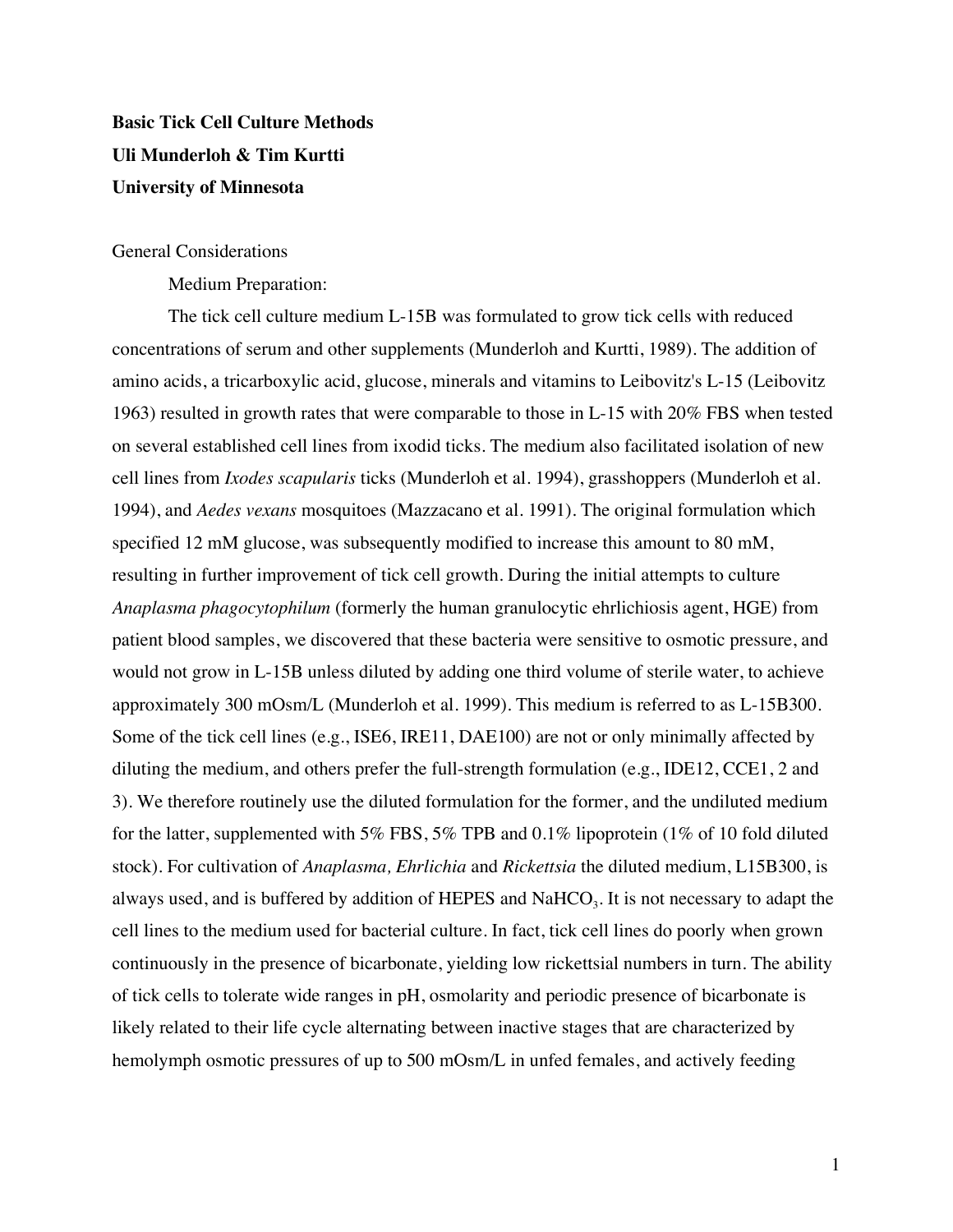# Basic Tick Cell Culture Methods

**Uli Munderloh & Tim Kurtti**

**University of Minnesota**

## General Considerations

### Medium Preparation:

The tick cell culture medium L-15B was formulated to grow tick cells with reduced concentrations of serum and other supplements (Munderloh and Kurtti, 1989). The addition of amino acids, a tricarboxylic acid, glucose, minerals and vitamins to Leibovitz's L-15 (Leibovitz 1963) resulted in growth rates that were comparable to those in L-15 with 20% FBS when tested on several established cell lines from ixodid ticks. The medium also facilitated isolation of new cell lines from *Ixodes scapularis* ticks (Munderloh et al. 1994), grasshoppers (Munderloh et al. 1994), and *Aedes vexans* mosquitoes (Mazzacano et al. 1991). The original formulation which specified 12 mM glucose, was subsequently modified to increase this amount to 80 mM, resulting in further improvement of tick cell growth. During the initial attempts to culture *Anaplasma phagocytophilum* (formerly the human granulocytic ehrlichiosis agent, HGE) from patient blood samples, we discovered that these bacteria were sensitive to osmotic pressure, and would not grow in L-15B unless diluted by adding one third volume of sterile water, to achieve approximately 300 mOsm/L (Munderloh et al. 1999). This medium is referred to as L-15B300. Some of the tick cell lines (e.g., ISE6, IRE11, DAE100) are not or only minimally affected by diluting the medium, and others prefer the full-strength formulation (e.g., IDE12, CCE1, 2 and 3). We therefore routinely use the diluted formulation for the former, and the undiluted medium for the latter, supplemented with 5% FBS, 5% TPB and 0.1% lipoprotein (1% of 10 fold diluted stock). For cultivation of *Anaplasma, Ehrlichia* and *Rickettsia* the diluted medium, L15B300, is always used, and is buffered by addition of HEPES and $NaHCO_3$. It is not necessary to adapt the cell lines to the medium used for bacterial culture. In fact, tick cell lines do poorly when grown continuously in the presence of bicarbonate, yielding low rickettsial numbers in turn. The ability of tick cells to tolerate wide ranges in pH, osmolarity and periodic presence of bicarbonate is likely related to their life cycle alternating between inactive stages that are characterized by hemolymph osmotic pressures of up to 500 mOsm/L in unfed females, and actively feeding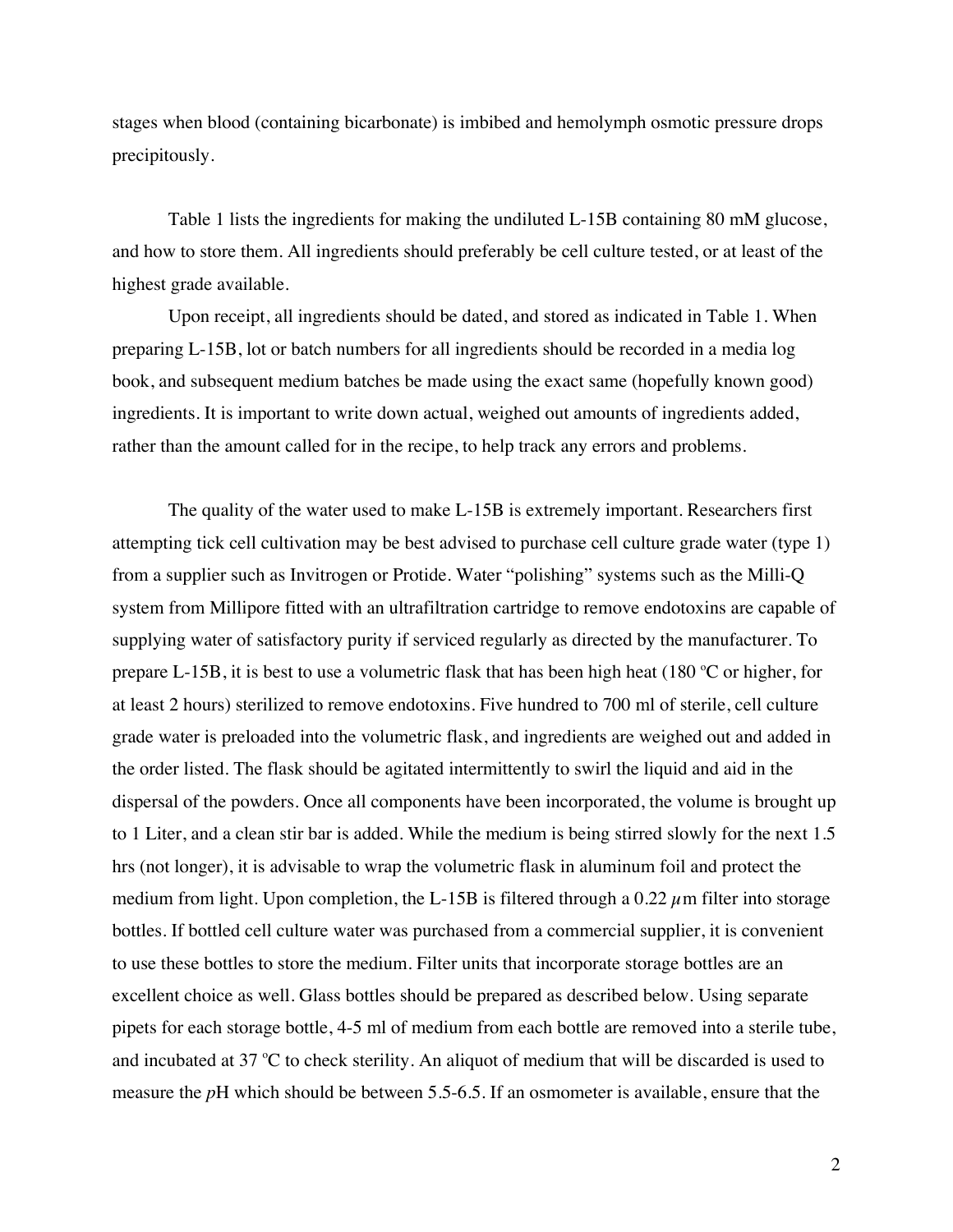stages when blood (containing bicarbonate) is imbibed and hemolymph osmotic pressure drops precipitously.

Table 1 lists the ingredients for making the undiluted L-15B containing 80 mM glucose, and how to store them. All ingredients should preferably be cell culture tested, or at least of the highest grade available.

Upon receipt, all ingredients should be dated, and stored as indicated in Table 1. When preparing L-15B, lot or batch numbers for all ingredients should be recorded in a media log book, and subsequent medium batches be made using the exact same (hopefully known good) ingredients. It is important to write down actual, weighed out amounts of ingredients added, rather than the amount called for in the recipe, to help track any errors and problems.

The quality of the water used to make L-15B is extremely important. Researchers first attempting tick cell cultivation may be best advised to purchase cell culture grade water (type 1) from a supplier such as Invitrogen or Protide. Water "polishing" systems such as the Milli-Q system from Millipore fitted with an ultrafiltration cartridge to remove endotoxins are capable of supplying water of satisfactory purity if serviced regularly as directed by the manufacturer. To prepare L-15B, it is best to use a volumetric flask that has been high heat (180 ºC or higher, for at least 2 hours) sterilized to remove endotoxins. Five hundred to 700 ml of sterile, cell culture grade water is preloaded into the volumetric flask, and ingredients are weighed out and added in the order listed. The flask should be agitated intermittently to swirl the liquid and aid in the dispersal of the powders. Once all components have been incorporated, the volume is brought up to 1 Liter, and a clean stir bar is added. While the medium is being stirred slowly for the next 1.5 hrs (not longer), it is advisable to wrap the volumetric flask in aluminum foil and protect the medium from light. Upon completion, the L-15B is filtered through a 0.22 $\mu$m filter into storage bottles. If bottled cell culture water was purchased from a commercial supplier, it is convenient to use these bottles to store the medium. Filter units that incorporate storage bottles are an excellent choice as well. Glass bottles should be prepared as described below. Using separate pipets for each storage bottle, 4-5 ml of medium from each bottle are removed into a sterile tube, and incubated at 37 ºC to check sterility. An aliquot of medium that will be discarded is used to measure the *p*H which should be between 5.5-6.5. If an osmometer is available, ensure that the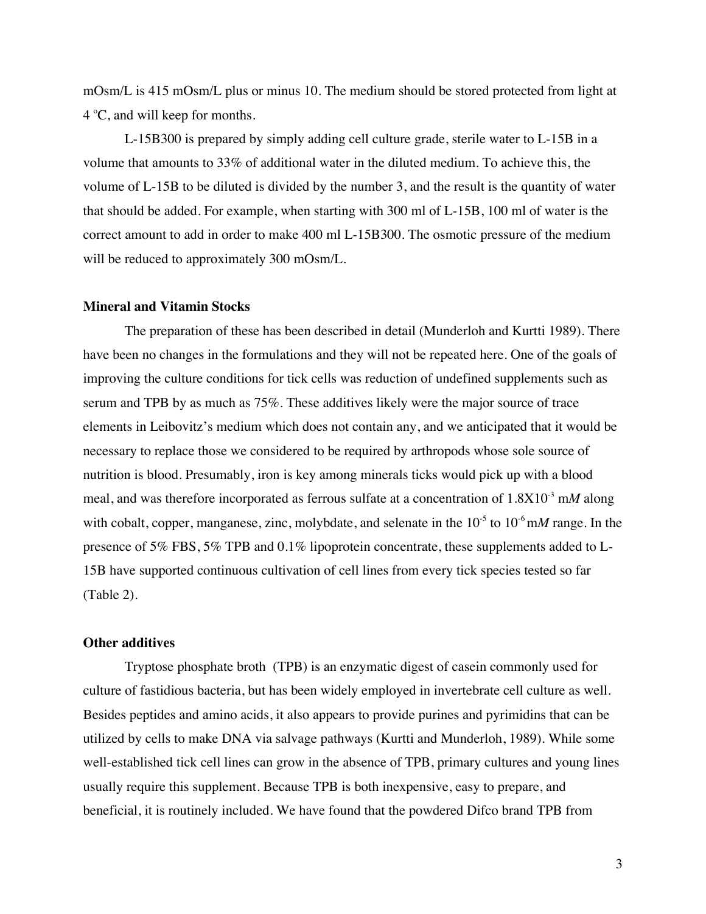mOsm/L is 415 mOsm/L plus or minus 10. The medium should be stored protected from light at 4 ºC, and will keep for months.

L-15B300 is prepared by simply adding cell culture grade, sterile water to L-15B in a volume that amounts to 33% of additional water in the diluted medium. To achieve this, the volume of L-15B to be diluted is divided by the number 3, and the result is the quantity of water that should be added. For example, when starting with 300 ml of L-15B, 100 ml of water is the correct amount to add in order to make 400 ml L-15B300. The osmotic pressure of the medium will be reduced to approximately 300 mOsm/L.

**Mineral and Vitamin Stocks**

The preparation of these has been described in detail (Munderloh and Kurtti 1989). There have been no changes in the formulations and they will not be repeated here. One of the goals of improving the culture conditions for tick cells was reduction of undefined supplements such as serum and TPB by as much as 75%. These additives likely were the major source of trace elements in Leibovitz's medium which does not contain any, and we anticipated that it would be necessary to replace those we considered to be required by arthropods whose sole source of nutrition is blood. Presumably, iron is key among minerals ticks would pick up with a blood meal, and was therefore incorporated as ferrous sulfate at a concentration of $1.8X10^{-3}$ m*M* along with cobalt, copper, manganese, zinc, molybdate, and selenate in the $10^{-5}$ to $10^{-6}$ m*M* range. In the presence of 5% FBS, 5% TPB and 0.1% lipoprotein concentrate, these supplements added to L-15B have supported continuous cultivation of cell lines from every tick species tested so far (Table 2).

**Other additives**

Tryptose phosphate broth (TPB) is an enzymatic digest of casein commonly used for culture of fastidious bacteria, but has been widely employed in invertebrate cell culture as well. Besides peptides and amino acids, it also appears to provide purines and pyrimidins that can be utilized by cells to make DNA via salvage pathways (Kurtti and Munderloh, 1989). While some well-established tick cell lines can grow in the absence of TPB, primary cultures and young lines usually require this supplement. Because TPB is both inexpensive, easy to prepare, and beneficial, it is routinely included. We have found that the powdered Difco brand TPB from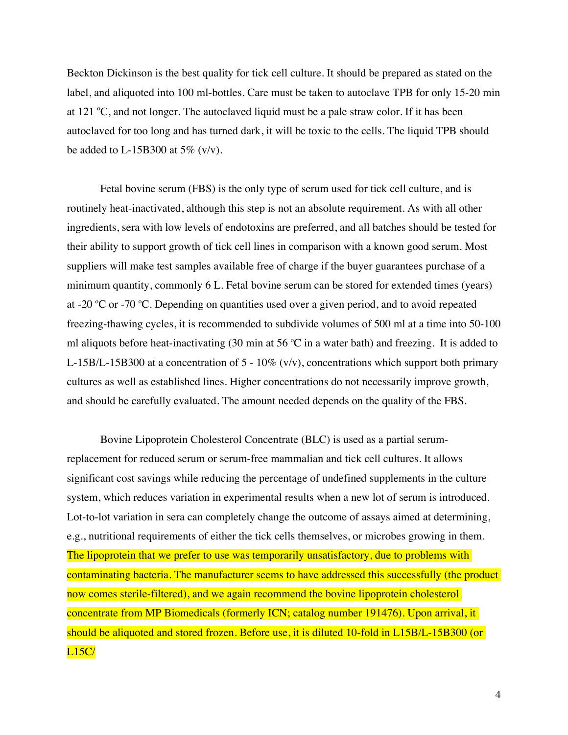Beckton Dickinson is the best quality for tick cell culture. It should be prepared as stated on the label, and aliquoted into 100 ml-bottles. Care must be taken to autoclave TPB for only 15-20 min at 121 ºC, and not longer. The autoclaved liquid must be a pale straw color. If it has been autoclaved for too long and has turned dark, it will be toxic to the cells. The liquid TPB should be added to L-15B300 at 5% (v/v).

Fetal bovine serum (FBS) is the only type of serum used for tick cell culture, and is routinely heat-inactivated, although this step is not an absolute requirement. As with all other ingredients, sera with low levels of endotoxins are preferred, and all batches should be tested for their ability to support growth of tick cell lines in comparison with a known good serum. Most suppliers will make test samples available free of charge if the buyer guarantees purchase of a minimum quantity, commonly 6 L. Fetal bovine serum can be stored for extended times (years) at -20 ºC or -70 ºC. Depending on quantities used over a given period, and to avoid repeated freezing-thawing cycles, it is recommended to subdivide volumes of 500 ml at a time into 50-100 ml aliquots before heat-inactivating (30 min at 56 ºC in a water bath) and freezing. It is added to L-15B/L-15B300 at a concentration of 5 - 10% (v/v), concentrations which support both primary cultures as well as established lines. Higher concentrations do not necessarily improve growth, and should be carefully evaluated. The amount needed depends on the quality of the FBS.

Bovine Lipoprotein Cholesterol Concentrate (BLC) is used as a partial serum-replacement for reduced serum or serum-free mammalian and tick cell cultures. It allows significant cost savings while reducing the percentage of undefined supplements in the culture system, which reduces variation in experimental results when a new lot of serum is introduced. Lot-to-lot variation in sera can completely change the outcome of assays aimed at determining, e.g., nutritional requirements of either the tick cells themselves, or microbes growing in them. The lipoprotein that we prefer to use was temporarily unsatisfactory, due to problems with contaminating bacteria. The manufacturer seems to have addressed this successfully (the product now comes sterile-filtered), and we again recommend the bovine lipoprotein cholesterol concentrate from MP Biomedicals (formerly ICN; catalog number 191476). Upon arrival, it should be aliquoted and stored frozen. Before use, it is diluted 10-fold in L15B/L-15B300 (or L15C/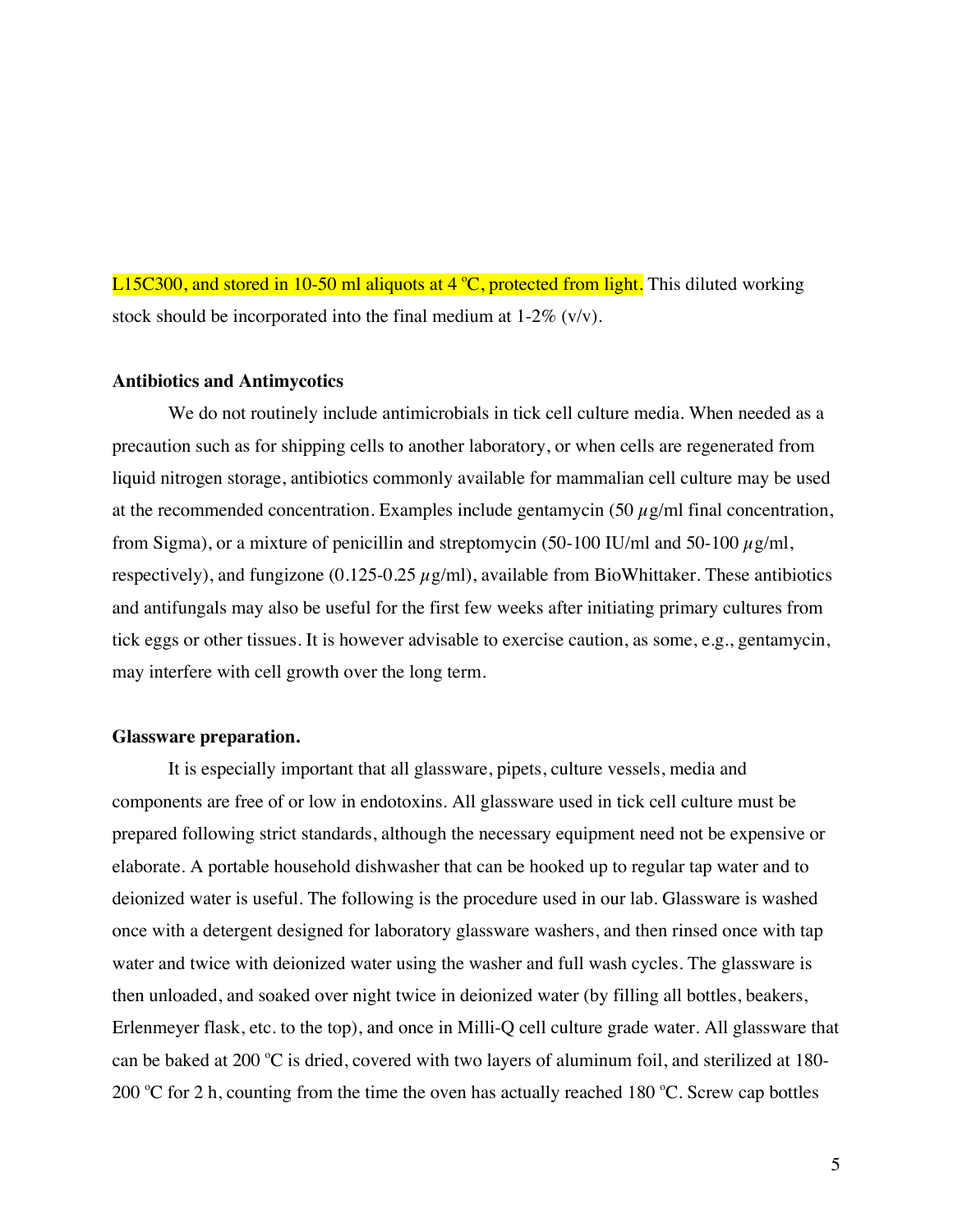L15C300, and stored in 10-50 ml aliquots at 4 ºC, protected from light. This diluted working stock should be incorporated into the final medium at 1-2% (v/v).

**Antibiotics and Antimycotics**

We do not routinely include antimicrobials in tick cell culture media. When needed as a precaution such as for shipping cells to another laboratory, or when cells are regenerated from liquid nitrogen storage, antibiotics commonly available for mammalian cell culture may be used at the recommended concentration. Examples include gentamycin (50 $\mu$g/ml final concentration, from Sigma), or a mixture of penicillin and streptomycin (50-100 IU/ml and 50-100 $\mu$g/ml, respectively), and fungizone (0.125-0.25 $\mu$g/ml), available from BioWhittaker. These antibiotics and antifungals may also be useful for the first few weeks after initiating primary cultures from tick eggs or other tissues. It is however advisable to exercise caution, as some, e.g., gentamycin, may interfere with cell growth over the long term.

**Glassware preparation.**

It is especially important that all glassware, pipets, culture vessels, media and components are free of or low in endotoxins. All glassware used in tick cell culture must be prepared following strict standards, although the necessary equipment need not be expensive or elaborate. A portable household dishwasher that can be hooked up to regular tap water and to deionized water is useful. The following is the procedure used in our lab. Glassware is washed once with a detergent designed for laboratory glassware washers, and then rinsed once with tap water and twice with deionized water using the washer and full wash cycles. The glassware is then unloaded, and soaked over night twice in deionized water (by filling all bottles, beakers, Erlenmeyer flask, etc. to the top), and once in Milli-Q cell culture grade water. All glassware that can be baked at 200 ºC is dried, covered with two layers of aluminum foil, and sterilized at 180-200 ºC for 2 h, counting from the time the oven has actually reached 180 ºC. Screw cap bottles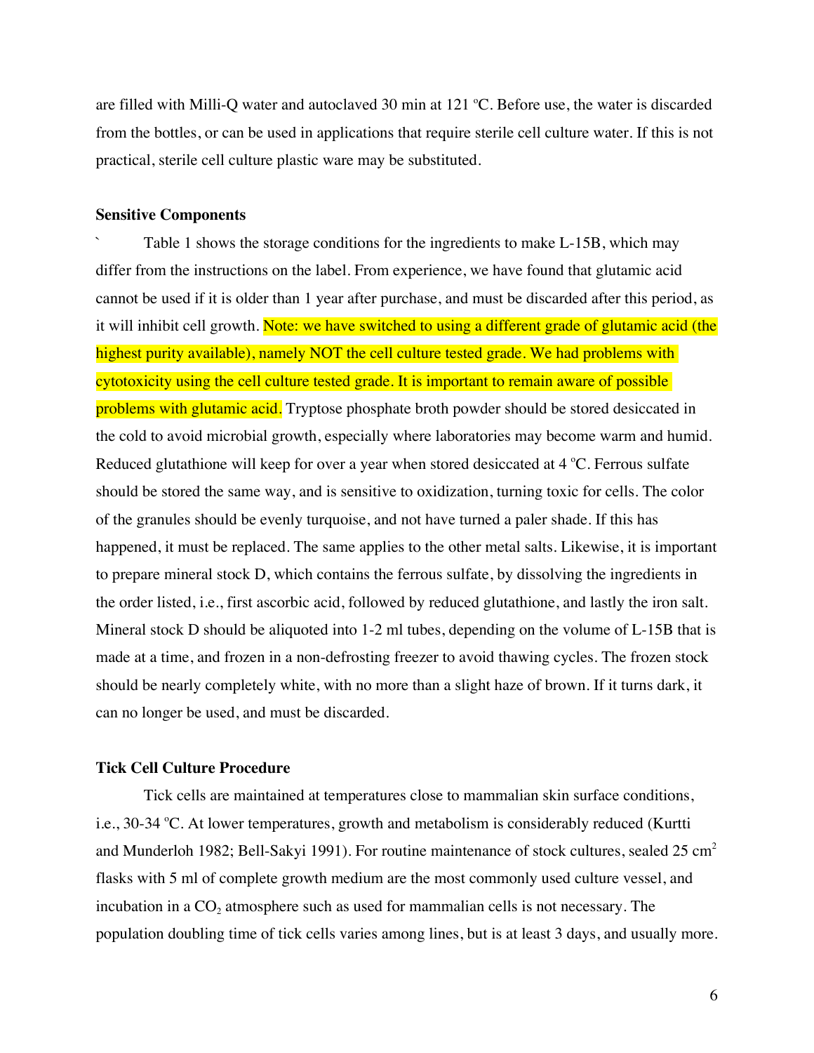are filled with Milli-Q water and autoclaved 30 min at 121 ºC. Before use, the water is discarded from the bottles, or can be used in applications that require sterile cell culture water. If this is not practical, sterile cell culture plastic ware may be substituted.

### Sensitive Components

` Table 1 shows the storage conditions for the ingredients to make L-15B, which may differ from the instructions on the label. From experience, we have found that glutamic acid cannot be used if it is older than 1 year after purchase, and must be discarded after this period, as it will inhibit cell growth. Note: we have switched to using a different grade of glutamic acid (the highest purity available), namely NOT the cell culture tested grade. We had problems with cytotoxicity using the cell culture tested grade. It is important to remain aware of possible problems with glutamic acid. Tryptose phosphate broth powder should be stored desiccated in the cold to avoid microbial growth, especially where laboratories may become warm and humid. Reduced glutathione will keep for over a year when stored desiccated at 4 ºC. Ferrous sulfate should be stored the same way, and is sensitive to oxidization, turning toxic for cells. The color of the granules should be evenly turquoise, and not have turned a paler shade. If this has happened, it must be replaced. The same applies to the other metal salts. Likewise, it is important to prepare mineral stock D, which contains the ferrous sulfate, by dissolving the ingredients in the order listed, i.e., first ascorbic acid, followed by reduced glutathione, and lastly the iron salt. Mineral stock D should be aliquoted into 1-2 ml tubes, depending on the volume of L-15B that is made at a time, and frozen in a non-defrosting freezer to avoid thawing cycles. The frozen stock should be nearly completely white, with no more than a slight haze of brown. If it turns dark, it can no longer be used, and must be discarded.

### Tick Cell Culture Procedure

Tick cells are maintained at temperatures close to mammalian skin surface conditions, i.e., 30-34 ºC. At lower temperatures, growth and metabolism is considerably reduced (Kurtti and Munderloh 1982; Bell-Sakyi 1991). For routine maintenance of stock cultures, sealed 25 $cm^2$ flasks with 5 ml of complete growth medium are the most commonly used culture vessel, and incubation in a $CO_2$ atmosphere such as used for mammalian cells is not necessary. The population doubling time of tick cells varies among lines, but is at least 3 days, and usually more.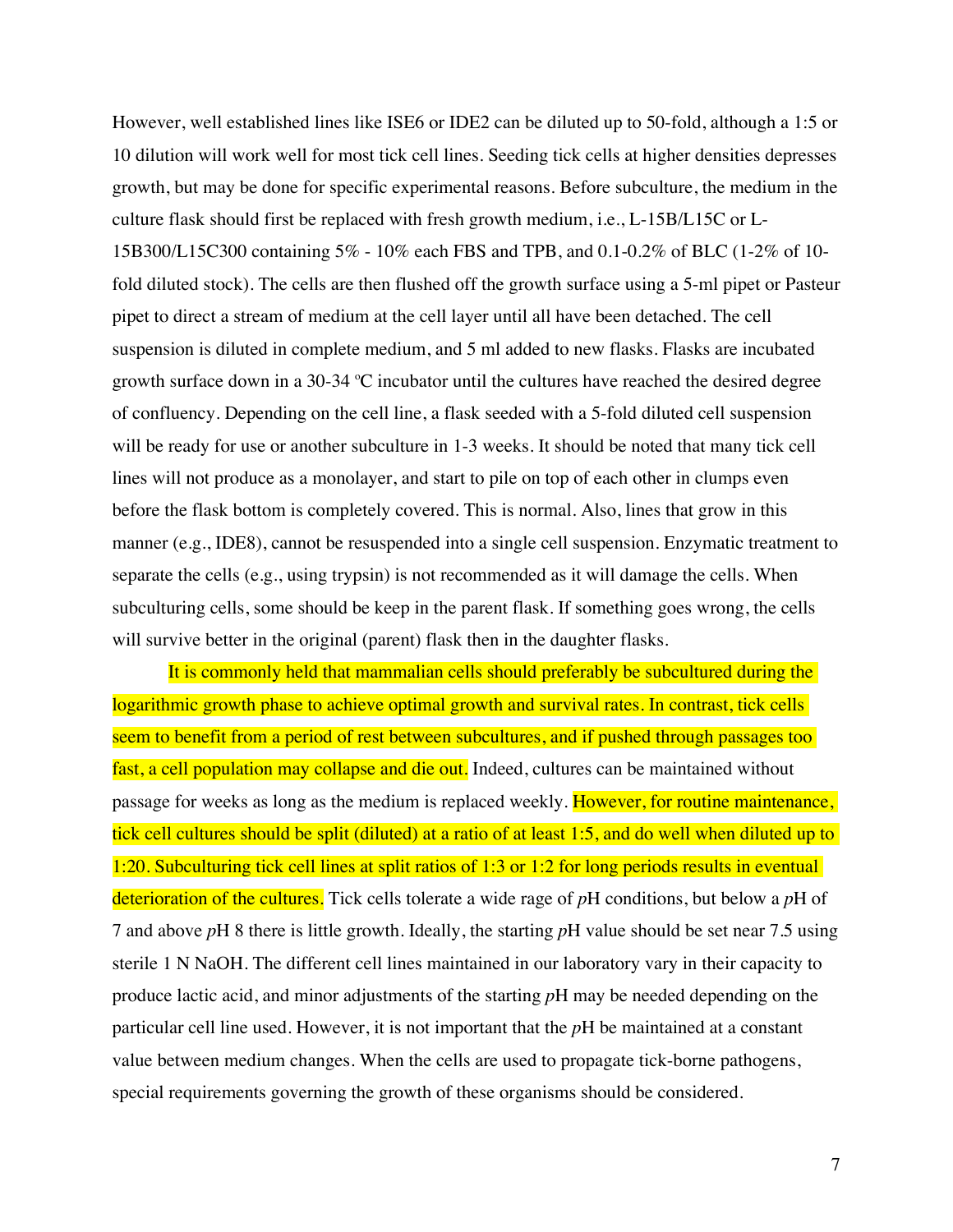However, well established lines like ISE6 or IDE2 can be diluted up to 50-fold, although a 1:5 or 10 dilution will work well for most tick cell lines. Seeding tick cells at higher densities depresses growth, but may be done for specific experimental reasons. Before subculture, the medium in the culture flask should first be replaced with fresh growth medium, i.e., L-15B/L15C or L-15B300/L15C300 containing 5% - 10% each FBS and TPB, and 0.1-0.2% of BLC (1-2% of 10-fold diluted stock). The cells are then flushed off the growth surface using a 5-ml pipet or Pasteur pipet to direct a stream of medium at the cell layer until all have been detached. The cell suspension is diluted in complete medium, and 5 ml added to new flasks. Flasks are incubated growth surface down in a 30-34 ºC incubator until the cultures have reached the desired degree of confluency. Depending on the cell line, a flask seeded with a 5-fold diluted cell suspension will be ready for use or another subculture in 1-3 weeks. It should be noted that many tick cell lines will not produce as a monolayer, and start to pile on top of each other in clumps even before the flask bottom is completely covered. This is normal. Also, lines that grow in this manner (e.g., IDE8), cannot be resuspended into a single cell suspension. Enzymatic treatment to separate the cells (e.g., using trypsin) is not recommended as it will damage the cells. When subculturing cells, some should be keep in the parent flask. If something goes wrong, the cells will survive better in the original (parent) flask then in the daughter flasks.

It is commonly held that mammalian cells should preferably be subcultured during the logarithmic growth phase to achieve optimal growth and survival rates. In contrast, tick cells seem to benefit from a period of rest between subcultures, and if pushed through passages too fast, a cell population may collapse and die out. Indeed, cultures can be maintained without passage for weeks as long as the medium is replaced weekly. However, for routine maintenance, tick cell cultures should be split (diluted) at a ratio of at least 1:5, and do well when diluted up to 1:20. Subculturing tick cell lines at split ratios of 1:3 or 1:2 for long periods results in eventual deterioration of the cultures. Tick cells tolerate a wide rage of *p*H conditions, but below a *p*H of 7 and above *p*H 8 there is little growth. Ideally, the starting *p*H value should be set near 7.5 using sterile 1 N NaOH. The different cell lines maintained in our laboratory vary in their capacity to produce lactic acid, and minor adjustments of the starting *p*H may be needed depending on the particular cell line used. However, it is not important that the *p*H be maintained at a constant value between medium changes. When the cells are used to propagate tick-borne pathogens, special requirements governing the growth of these organisms should be considered.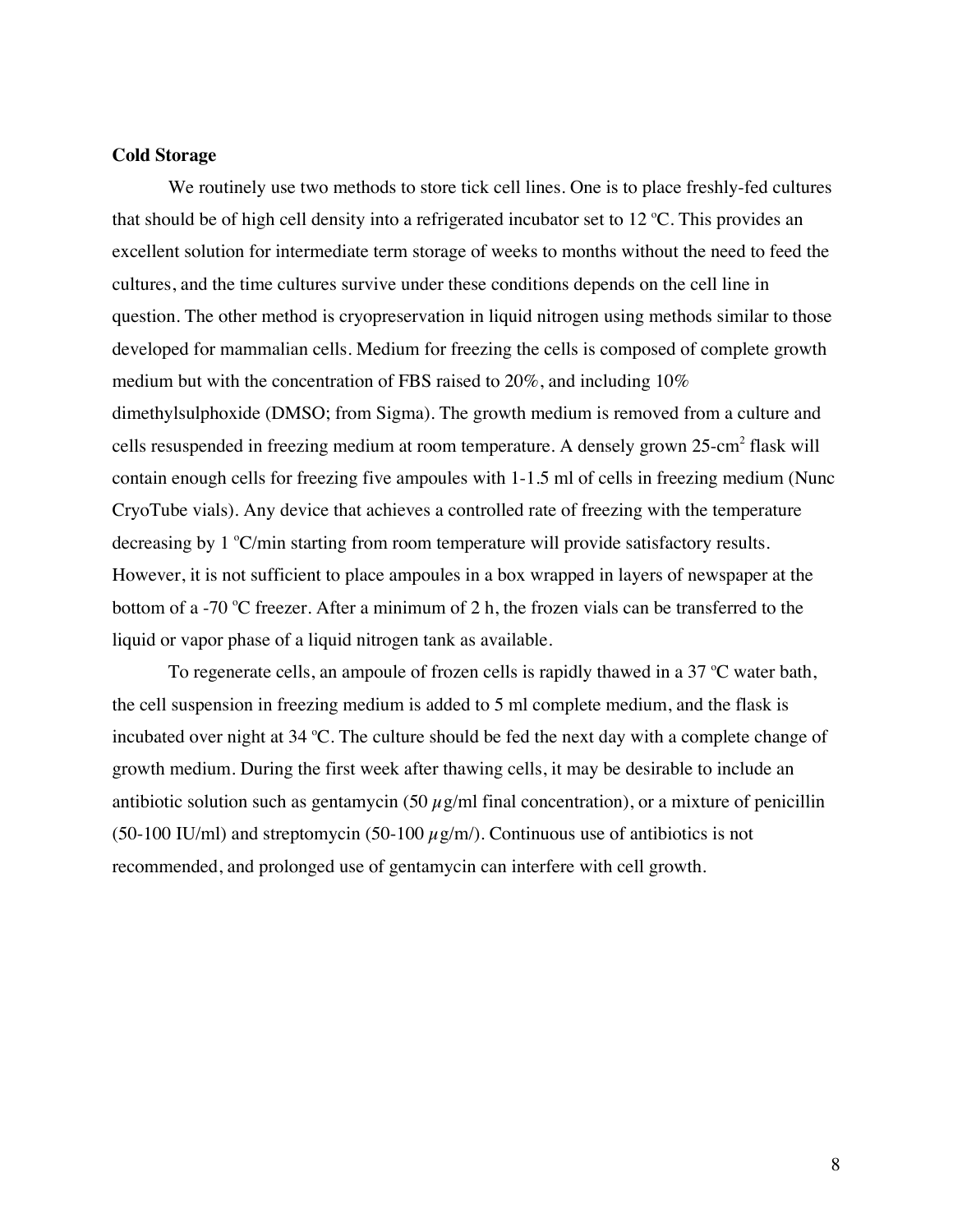**Cold Storage**

We routinely use two methods to store tick cell lines. One is to place freshly-fed cultures that should be of high cell density into a refrigerated incubator set to 12 ºC. This provides an excellent solution for intermediate term storage of weeks to months without the need to feed the cultures, and the time cultures survive under these conditions depends on the cell line in question. The other method is cryopreservation in liquid nitrogen using methods similar to those developed for mammalian cells. Medium for freezing the cells is composed of complete growth medium but with the concentration of FBS raised to 20%, and including 10% dimethylsulphoxide (DMSO; from Sigma). The growth medium is removed from a culture and cells resuspended in freezing medium at room temperature. A densely grown 25-$cm^2$ flask will contain enough cells for freezing five ampoules with 1-1.5 ml of cells in freezing medium (Nunc CryoTube vials). Any device that achieves a controlled rate of freezing with the temperature decreasing by 1 ºC/min starting from room temperature will provide satisfactory results. However, it is not sufficient to place ampoules in a box wrapped in layers of newspaper at the bottom of a -70 ºC freezer. After a minimum of 2 h, the frozen vials can be transferred to the liquid or vapor phase of a liquid nitrogen tank as available.

To regenerate cells, an ampoule of frozen cells is rapidly thawed in a 37 ºC water bath, the cell suspension in freezing medium is added to 5 ml complete medium, and the flask is incubated over night at 34 ºC. The culture should be fed the next day with a complete change of growth medium. During the first week after thawing cells, it may be desirable to include an antibiotic solution such as gentamycin (50 $\mu$g/ml final concentration), or a mixture of penicillin (50-100 IU/ml) and streptomycin (50-100 $\mu$g/m/). Continuous use of antibiotics is not recommended, and prolonged use of gentamycin can interfere with cell growth.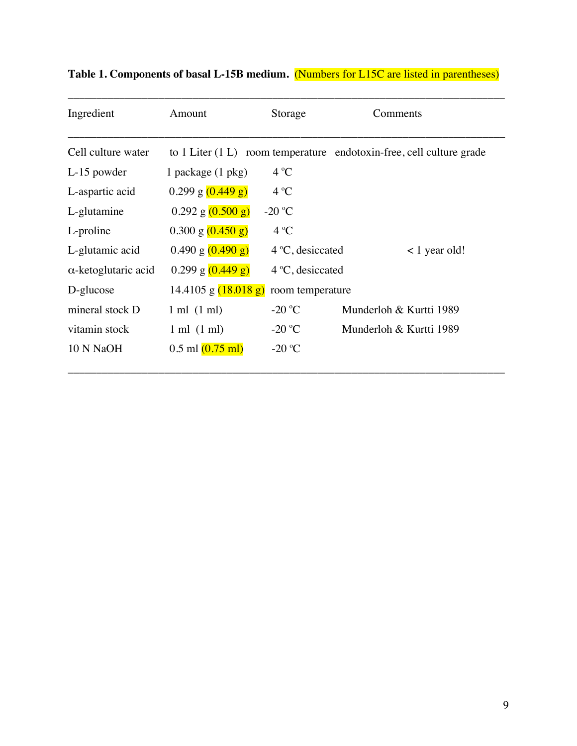**Table 1. Components of basal L-15B medium.** (Numbers for L15C are listed in parentheses)

| Ingredient | Amount | Storage | Comments |
|---|---|---|---|
| Cell culture water | to 1 Liter (1 L) | room temperature | endotoxin-free, cell culture grade |
| L-15 powder | 1 package (1 pkg) | 4 ºC | |
| L-aspartic acid | 0.299 g (0.449 g) | 4 ºC | |
| L-glutamine | 0.292 g (0.500 g) | -20 ºC | |
| L-proline | 0.300 g (0.450 g) | 4 ºC | |
| L-glutamic acid | 0.490 g (0.490 g) | 4 ºC, desiccated | < 1 year old! |
| α-ketoglutaric acid | 0.299 g (0.449 g) | 4 ºC, desiccated | |
| D-glucose | 14.4105 g (18.018 g) | room temperature | |
| mineral stock D | 1 ml (1 ml) | -20 ºC | Munderloh & Kurtti 1989 |
| vitamin stock | 1 ml (1 ml) | -20 ºC | Munderloh & Kurtti 1989 |
| 10 N NaOH | 0.5 ml (0.75 ml) | -20 ºC | |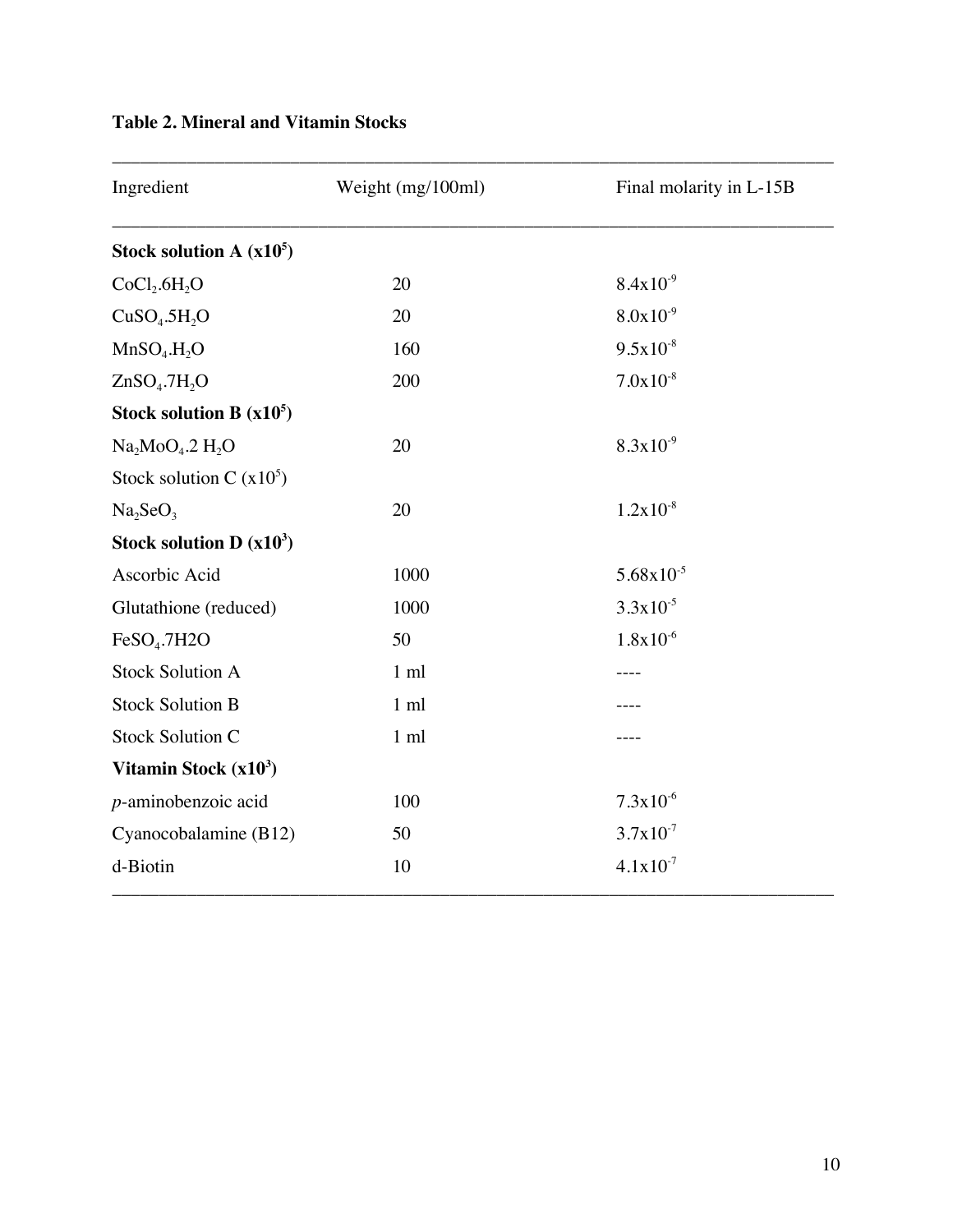**Table 2. Mineral and Vitamin Stocks**

| Ingredient | Weight (mg/100ml) | Final molarity in L-15B |
|---|---|---|
| **Stock solution A (x$10^5$)** | | |
| $CoCl_2.6H_2O$ | 20 | $8.4x10^{-9}$ |
| $CuSO_4.5H_2O$ | 20 | $8.0x10^{-9}$ |
| $MnSO_4.H_2O$ | 160 | $9.5x10^{-8}$ |
| $ZnSO_4.7H_2O$ | 200 | $7.0x10^{-8}$ |
| **Stock solution B (x$10^5$)** | | |
| $Na_2MoO_4.2\ H_2O$ | 20 | $8.3x10^{-9}$ |
| Stock solution C (x$10^5$) | | |
| $Na_2SeO_3$ | 20 | $1.2x10^{-8}$ |
| **Stock solution D (x$10^3$)** | | |
| Ascorbic Acid | 1000 | $5.68x10^{-5}$ |
| Glutathione (reduced) | 1000 | $3.3x10^{-5}$ |
| $FeSO_4$.7H2O | 50 | $1.8x10^{-6}$ |
| Stock Solution A | 1 ml | ---- |
| Stock Solution B | 1 ml | ---- |
| Stock Solution C | 1 ml | ---- |
| **Vitamin Stock (x$10^3$)** | | |
| *p*-aminobenzoic acid | 100 | $7.3x10^{-6}$ |
| Cyanocobalamine (B12) | 50 | $3.7x10^{-7}$ |
| d-Biotin | 10 | $4.1x10^{-7}$ |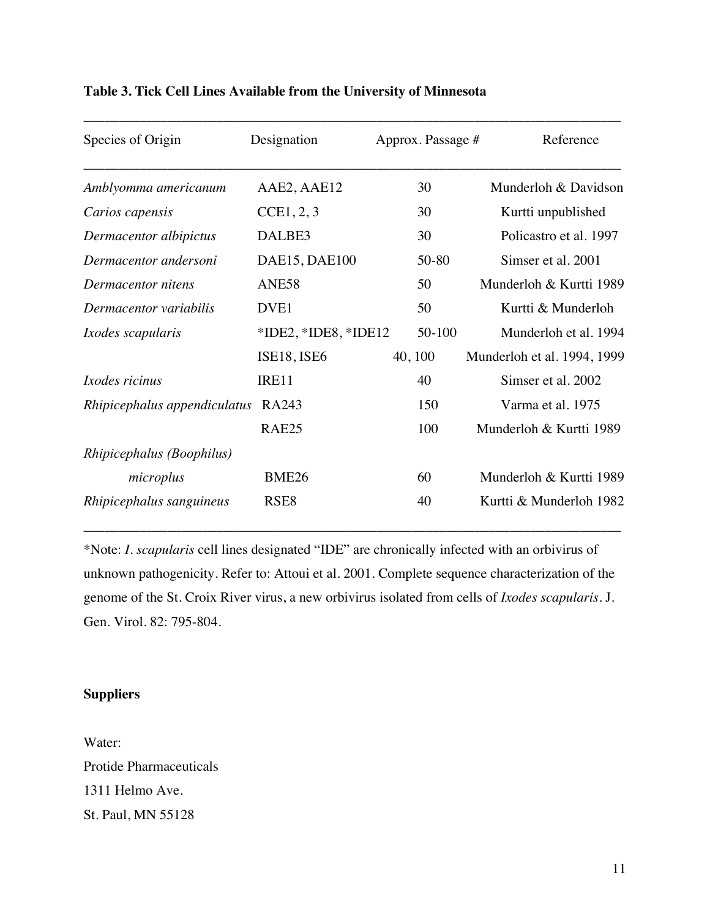**Table 3. Tick Cell Lines Available from the University of Minnesota**

| Species of Origin | Designation | Approx. Passage # | Reference |
|---|---|---|---|
| *Amblyomma americanum* | AAE2, AAE12 | 30 | Munderloh & Davidson |
| *Carios capensis* | CCE1, 2, 3 | 30 | Kurtti unpublished |
| *Dermacentor albipictus* | DALBE3 | 30 | Policastro et al. 1997 |
| *Dermacentor andersoni* | DAE15, DAE100 | 50-80 | Simser et al. 2001 |
| *Dermacentor nitens* | ANE58 | 50 | Munderloh & Kurtti 1989 |
| *Dermacentor variabilis* | DVE1 | 50 | Kurtti & Munderloh |
| *Ixodes scapularis* | *IDE2, *IDE8, *IDE12 | 50-100 | Munderloh et al. 1994 |
| | ISE18, ISE6 | 40, 100 | Munderloh et al. 1994, 1999 |
| *Ixodes ricinus* | IRE11 | 40 | Simser et al. 2002 |
| *Rhipicephalus appendiculatus* | RA243 | 150 | Varma et al. 1975 |
| | RAE25 | 100 | Munderloh & Kurtti 1989 |
| *Rhipicephalus (Boophilus) microplus* | BME26 | 60 | Munderloh & Kurtti 1989 |
| *Rhipicephalus sanguineus* | RSE8 | 40 | Kurtti & Munderloh 1982 |

*Note: *I. scapularis* cell lines designated "IDE" are chronically infected with an orbivirus of unknown pathogenicity. Refer to: Attoui et al. 2001. Complete sequence characterization of the genome of the St. Croix River virus, a new orbivirus isolated from cells of *Ixodes scapularis*. J. Gen. Virol. 82: 795-804.

**Suppliers**

Water:
Protide Pharmaceuticals
1311 Helmo Ave.
St. Paul, MN 55128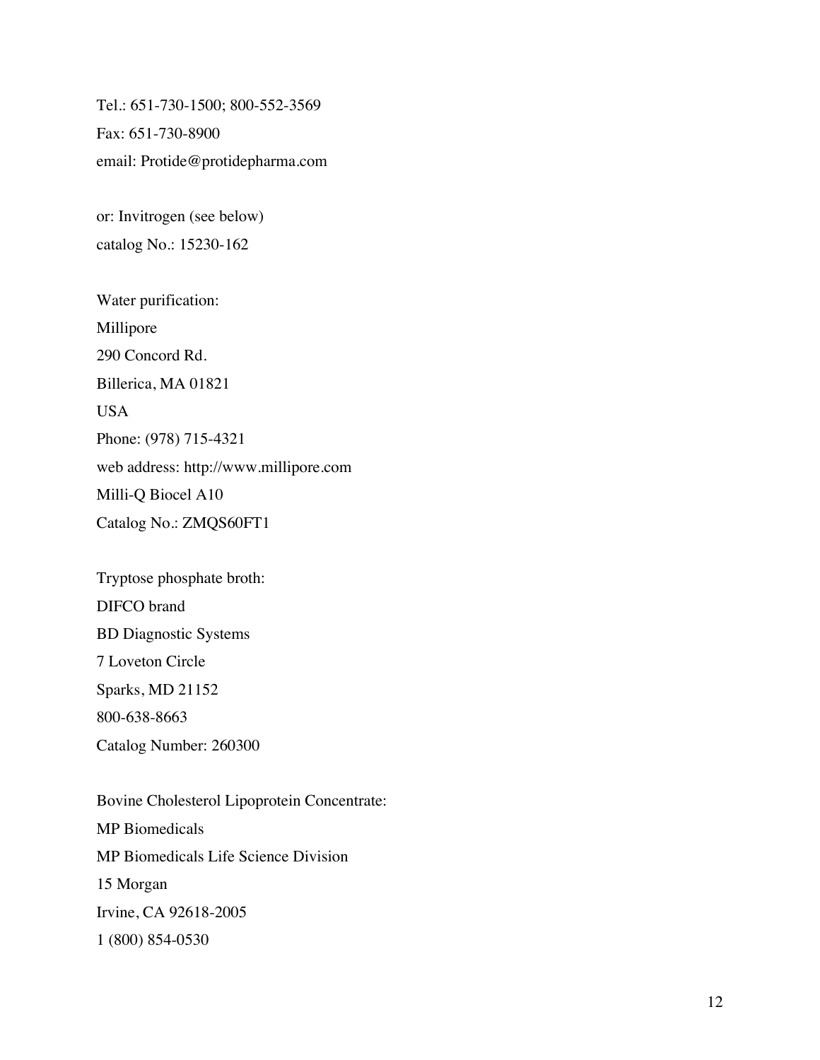Tel.: 651-730-1500; 800-552-3569

Fax: 651-730-8900

email: Protide@protidepharma.com

or: Invitrogen (see below)

catalog No.: 15230-162

Water purification:

Millipore

290 Concord Rd.

Billerica, MA 01821

USA

Phone: (978) 715-4321

web address: http://www.millipore.com

Milli-Q Biocel A10

Catalog No.: ZMQS60FT1

Tryptose phosphate broth:

DIFCO brand

BD Diagnostic Systems

7 Loveton Circle

Sparks, MD 21152

800-638-8663

Catalog Number: 260300

Bovine Cholesterol Lipoprotein Concentrate:

MP Biomedicals

MP Biomedicals Life Science Division

15 Morgan

Irvine, CA 92618-2005

1 (800) 854-0530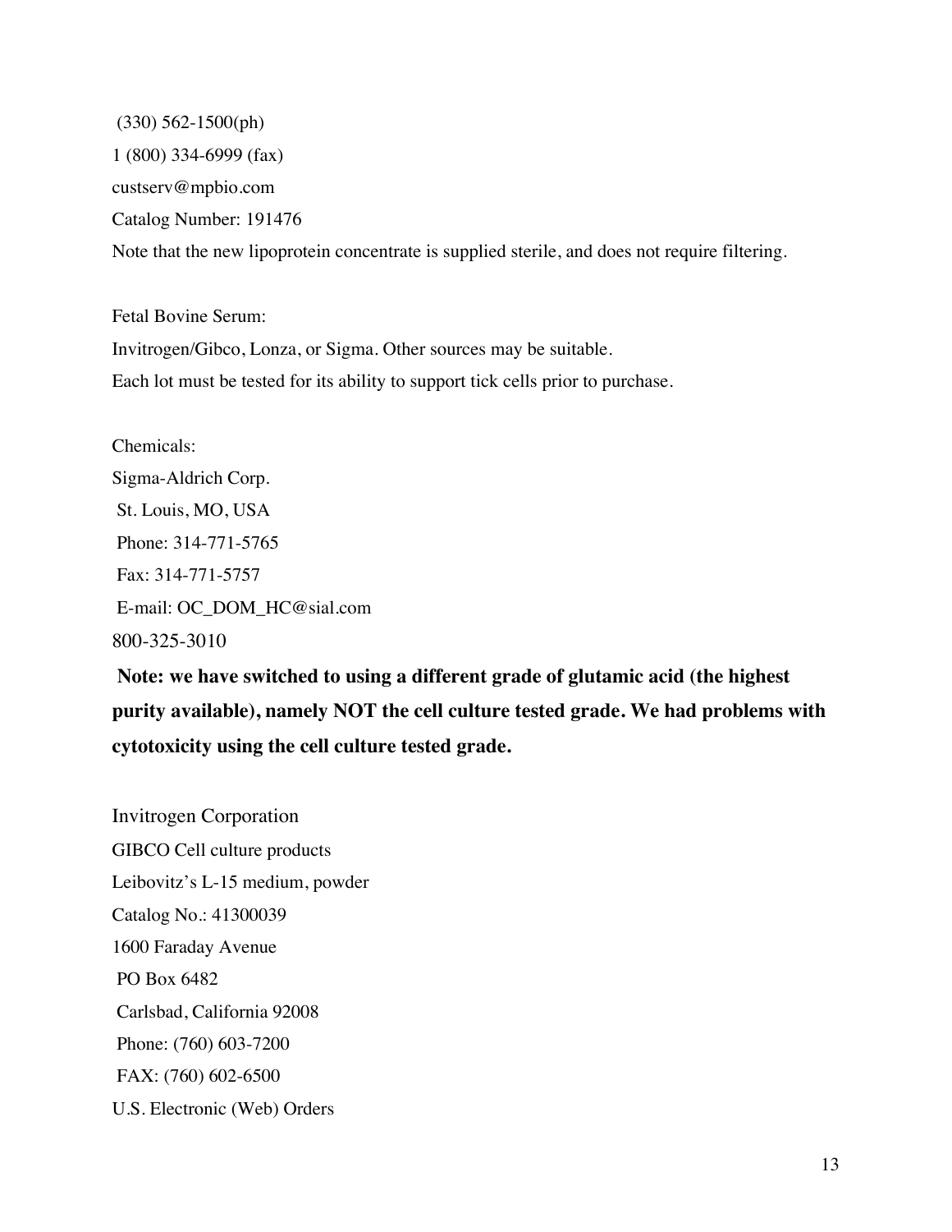(330) 562-1500(ph)

1 (800) 334-6999 (fax)

custserv@mpbio.com

Catalog Number: 191476

Note that the new lipoprotein concentrate is supplied sterile, and does not require filtering.

Fetal Bovine Serum:

Invitrogen/Gibco, Lonza, or Sigma. Other sources may be suitable.

Each lot must be tested for its ability to support tick cells prior to purchase.

Chemicals:

Sigma-Aldrich Corp.

St. Louis, MO, USA

Phone: 314-771-5765

Fax: 314-771-5757

E-mail: OC_DOM_HC@sial.com

800-325-3010

**Note: we have switched to using a different grade of glutamic acid (the highest purity available), namely NOT the cell culture tested grade. We had problems with cytotoxicity using the cell culture tested grade.**

Invitrogen Corporation

GIBCO Cell culture products

Leibovitz's L-15 medium, powder

Catalog No.: 41300039

1600 Faraday Avenue

PO Box 6482

Carlsbad, California 92008

Phone: (760) 603-7200

FAX: (760) 602-6500

U.S. Electronic (Web) Orders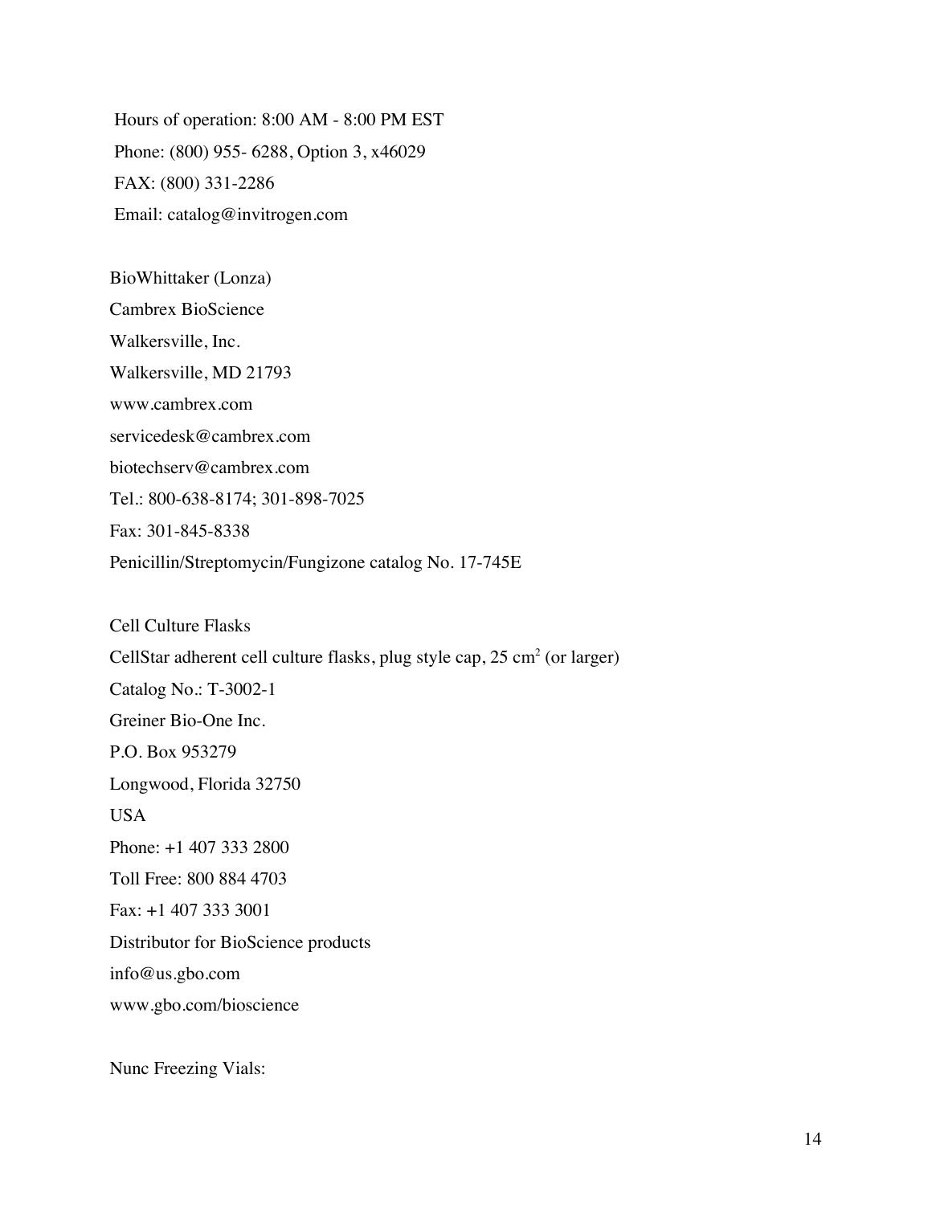Hours of operation: 8:00 AM - 8:00 PM EST

Phone: (800) 955- 6288, Option 3, x46029

FAX: (800) 331-2286

Email: catalog@invitrogen.com

BioWhittaker (Lonza)

Cambrex BioScience

Walkersville, Inc.

Walkersville, MD 21793

www.cambrex.com

servicedesk@cambrex.com

biotechserv@cambrex.com

Tel.: 800-638-8174; 301-898-7025

Fax: 301-845-8338

Penicillin/Streptomycin/Fungizone catalog No. 17-745E

Cell Culture Flasks

CellStar adherent cell culture flasks, plug style cap, 25 $cm^2$ (or larger)

Catalog No.: T-3002-1

Greiner Bio-One Inc.

P.O. Box 953279

Longwood, Florida 32750

USA

Phone: +1 407 333 2800

Toll Free: 800 884 4703

Fax: +1 407 333 3001

Distributor for BioScience products

info@us.gbo.com

www.gbo.com/bioscience

Nunc Freezing Vials: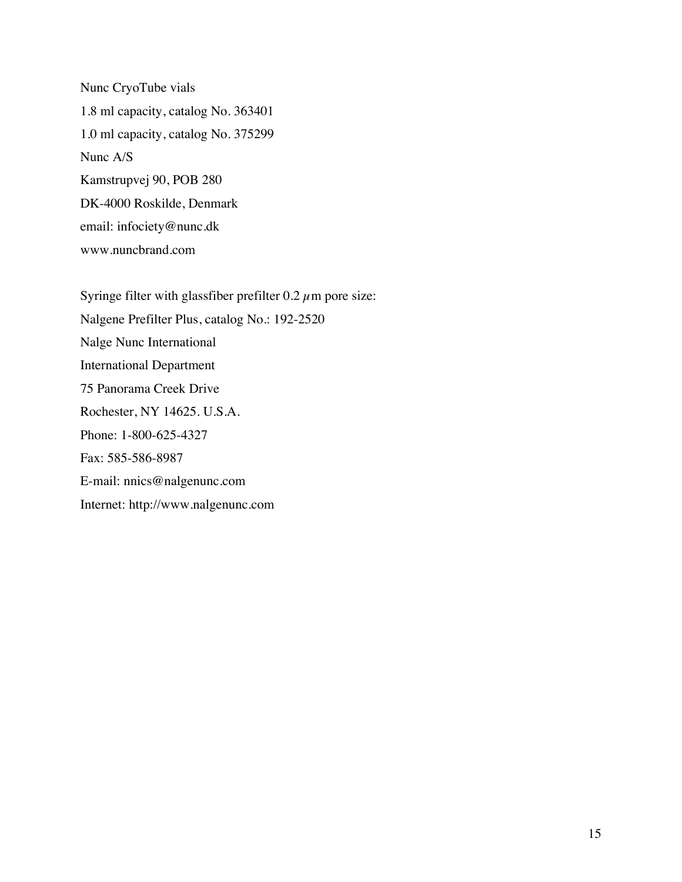Nunc CryoTube vials

1.8 ml capacity, catalog No. 363401

1.0 ml capacity, catalog No. 375299

Nunc A/S

Kamstrupvej 90, POB 280

DK-4000 Roskilde, Denmark

email: infociety@nunc.dk

www.nuncbrand.com

Syringe filter with glassfiber prefilter 0.2 $\mu$m pore size:

Nalgene Prefilter Plus, catalog No.: 192-2520

Nalge Nunc International

International Department

75 Panorama Creek Drive

Rochester, NY 14625. U.S.A.

Phone: 1-800-625-4327

Fax: 585-586-8987

E-mail: nnics@nalgenunc.com

Internet: http://www.nalgenunc.com